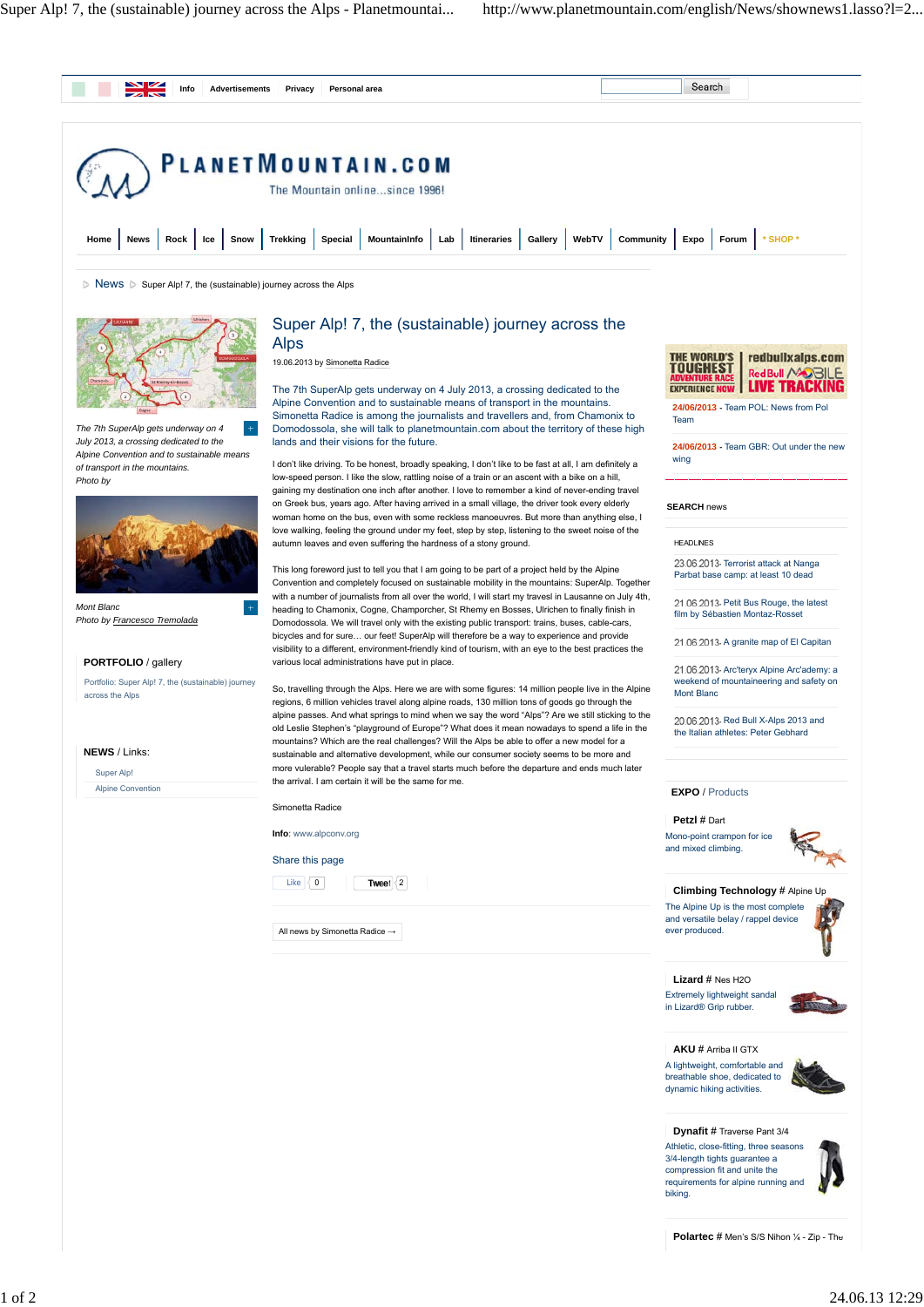Info | Advertisements | Privacy | Personal area

Search

# PLANETMOUNTAIN.COM

The Mountain online...since 1996!

Home | News | Rock | Ice | Snow | Trekking | Special | MountainInfo | Lab | Itineraries | Gallery | WebTV | Community | Expo | Forum | * SHOP *

News ▷ Super Alp! 7, the (sustainable) journey across the Alps

## Super Alp! 7, the (sustainable) journey across the Alps

19.06.2013 by Simonetta Radice

The 7th SuperAlp gets underway on 4 July 2013, a crossing dedicated to the Alpine Convention and to sustainable means of transport in the mountains. Simonetta Radice is among the journalists and travellers and, from Chamonix to Domodossola, she will talk to planetmountain.com about the territory of these high lands and their visions for the future.

I don't like driving. To be honest, broadly speaking, I don't like to be fast at all, I am definitely a low-speed person. I like the slow, rattling noise of a train or an ascent with a bike on a hill, gaining my destination one inch after another. I love to remember a kind of never-ending travel on Greek bus, years ago. After having arrived in a small village, the driver took every elderly woman home on the bus, even with some reckless manoeuvres. But more than anything else, I love walking, feeling the ground under my feet, step by step, listening to the sweet noise of the autumn leaves and even suffering the hardness of a stony ground.

This long foreword just to tell you that I am going to be part of a project held by the Alpine Convention and completely focused on sustainable mobility in the mountains: SuperAlp. Together with a number of journalists from all over the world, I will start my travels in Lausanne on July 4th, heading to Chamonix, Cogne, Champorcher, St Rhemy en Bosses, Ulrichen to finally finish in Domodossola. We will travel only with the existing public transport: trains, buses, cable-cars, bicycles and for sure… our feet! SuperAlp will therefore be a way to experience and provide visibility to a different, environment-friendly kind of tourism, with an eye to the best practices the various local administrations have put in place.

So, travelling through the Alps. Here we are with some figures: 14 million people live in the Alpine regions, 6 million vehicles travel along alpine roads, 130 million tons of goods go through the alpine passes. And what springs to mind when we say the word "Alps"? Are we still sticking to the old Leslie Stephen's "playground of Europe"? What does it mean nowadays to spend a life in the mountains? Which are the real challenges? Will the Alps be able to offer a new model for a sustainable and alternative development, while our consumer society seems to be more and more vulerable? People say that a travel starts much before the departure and ends much later the arrival. I am certain it will be the same for me.

Simonetta Radice

**Info**: www.alpconv.org

Share this page

Like 0 | Tweet 2

All news by Simonetta Radice →

*The 7th SuperAlp gets underway on 4 July 2013, a crossing dedicated to the Alpine Convention and to sustainable means of transport in the mountains.*
*Photo by*

*Mont Blanc*
*Photo by Francesco Tremolada*

**PORTFOLIO** / gallery

Portfolio: Super Alp! 7, the (sustainable) journey across the Alps

**NEWS** / Links:

- Super Alp!
- Alpine Convention

THE WORLD'S TOUGHEST ADVENTURE RACE EXPERIENCE NOW | redbullxalps.com Red Bull MOBILE LIVE TRACKING

**24/06/2013** - Team POL: News from Pol Team

**24/06/2013** - Team GBR: Out under the new wing

**SEARCH** news

HEADLINES

- 23.06.2013- Terrorist attack at Nanga Parbat base camp: at least 10 dead
- 21.06.2013- Petit Bus Rouge, the latest film by Sébastien Montaz-Rosset
- 21.06.2013- A granite map of El Capitan
- 21.06.2013- Arc'teryx Alpine Arc'ademy: a weekend of mountaineering and safety on Mont Blanc
- 20.06.2013- Red Bull X-Alps 2013 and the Italian athletes: Peter Gebhard

**EXPO** / Products

**Petzl** # Dart
Mono-point crampon for ice and mixed climbing.

**Climbing Technology** # Alpine Up
The Alpine Up is the most complete and versatile belay / rappel device ever produced.

**Lizard** # Nes H2O
Extremely lightweight sandal in Lizard® Grip rubber.

**AKU** # Arriba II GTX
A lightweight, comfortable and breathable shoe, dedicated to dynamic hiking activities.

**Dynafit** # Traverse Pant 3/4
Athletic, close-fitting, three seasons 3/4-length tights guarantee a compression fit and unite the requirements for alpine running and biking.

**Polartec** # Men's S/S Nihon ¼ - Zip - The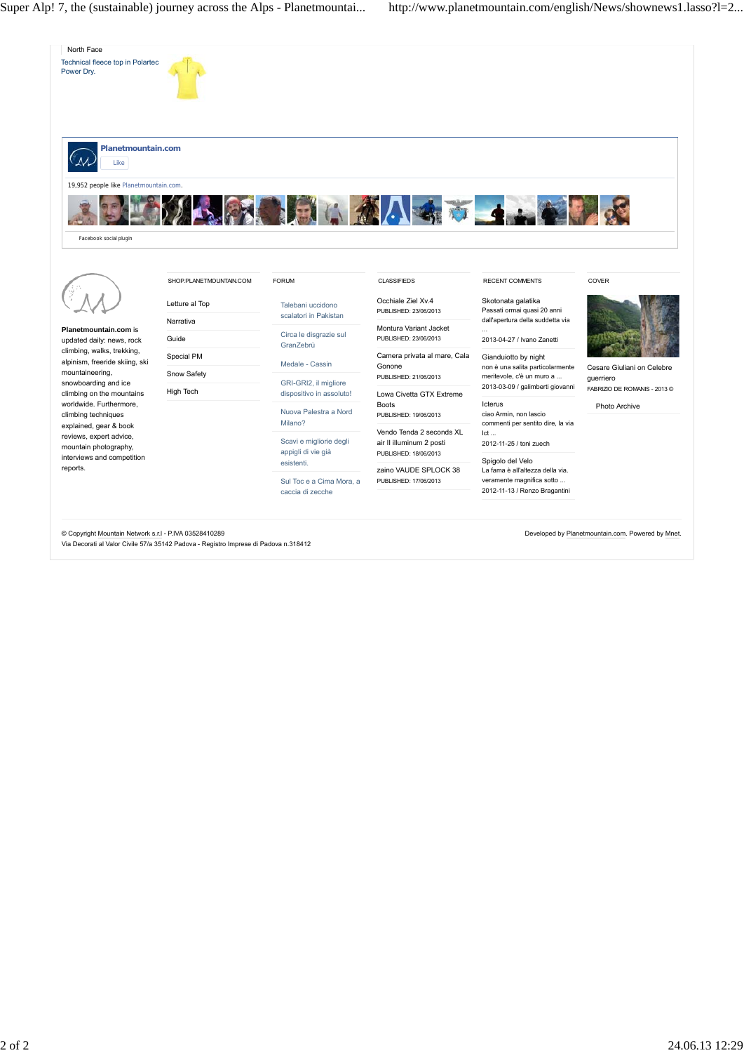North Face

Technical fleece top in Polartec Power Dry.

**Planetmountain.com**

Like

19,952 people like Planetmountain.com.

Facebook social plugin

**Planetmountain.com** is updated daily: news, rock climbing, walks, trekking, alpinism, freeride skiing, ski mountaineering, snowboarding and ice climbing on the mountains worldwide. Furthermore, climbing techniques explained, gear & book reviews, expert advice, mountain photography, interviews and competition reports.

SHOP.PLANETMOUNTAIN.COM

- Letture al Top
- Narrativa
- Guide
- Special PM
- Snow Safety
- High Tech

FORUM

- Talebani uccidono scalatori in Pakistan
- Circa le disgrazie sul GranZebrù
- Medale - Cassin
- GRI-GRI2, il migliore dispositivo in assoluto!
- Nuova Palestra a Nord Milano?
- Scavi e migliorie degli appigli di vie già esistenti.
- Sul Toc e a Cima Mora, a caccia di zecche

CLASSIFIEDS

Occhiale Ziel Xv.4
PUBLISHED: 23/06/2013

Montura Variant Jacket
PUBLISHED: 23/06/2013

Camera privata al mare, Cala Gonone
PUBLISHED: 21/06/2013

Lowa Civetta GTX Extreme Boots
PUBLISHED: 19/06/2013

Vendo Tenda 2 seconds XL air II illuminum 2 posti
PUBLISHED: 18/06/2013

zaino VAUDE SPLOCK 38
PUBLISHED: 17/06/2013

RECENT COMMENTS

Skotonata galatika
Passati ormai quasi 20 anni dall'apertura della suddetta via ...
2013-04-27 / Ivano Zanetti

Gianduiotto by night
non è una salita particolarmente meritevole, c'è un muro a ...
2013-03-09 / galimberti giovanni

Icterus
ciao Armin, non lascio commenti per sentito dire, la via Ict ...
2012-11-25 / toni zuech

Spigolo del Velo
La fama è all'altezza della via. veramente magnifica sotto ...
2012-11-13 / Renzo Bragantini

COVER

Cesare Giuliani on Celebre guerriero
FABRIZIO DE ROMANIS - 2013 ©

Photo Archive

© Copyright Mountain Network s.r.l - P.IVA 03528410289
Via Decorati al Valor Civile 57/a 35142 Padova - Registro Imprese di Padova n.318412

Developed by Planetmountain.com. Powered by Mnet.